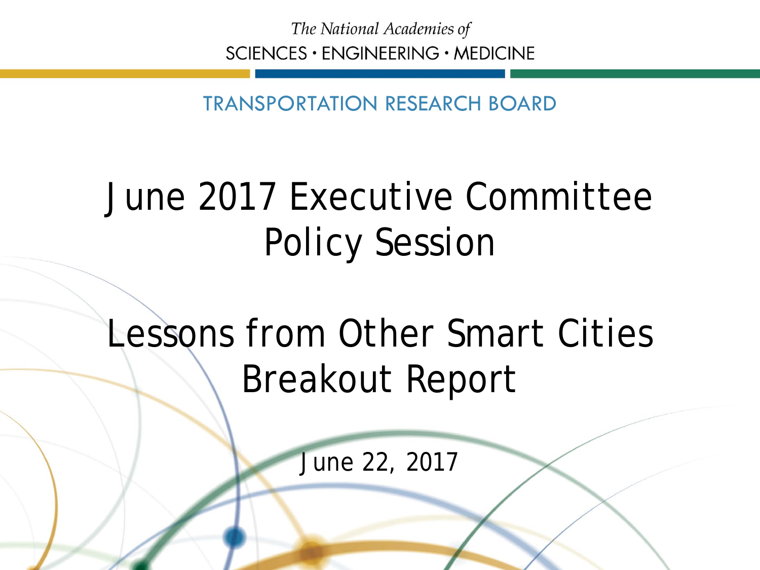*The National Academies of*
SCIENCES · ENGINEERING · MEDICINE

TRANSPORTATION RESEARCH BOARD

# June 2017 Executive Committee Policy Session

# Lessons from Other Smart Cities Breakout Report

June 22, 2017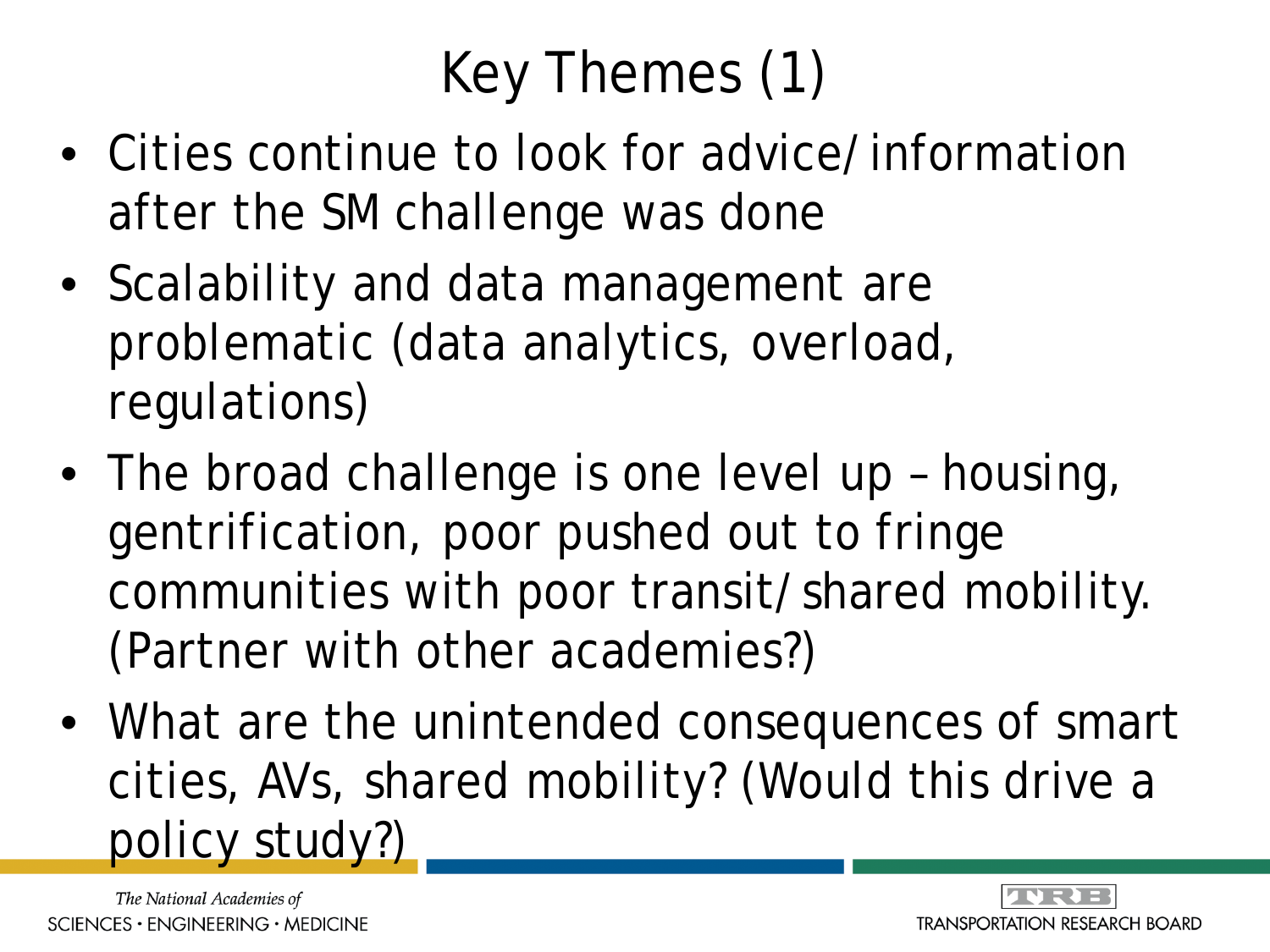# Key Themes (1)

- Cities continue to look for advice/information after the SM challenge was done
- Scalability and data management are problematic (data analytics, overload, regulations)
- The broad challenge is one level up – housing, gentrification, poor pushed out to fringe communities with poor transit/shared mobility. (Partner with other academies?)
- What are the unintended consequences of smart cities, AVs, shared mobility? (Would this drive a policy study?)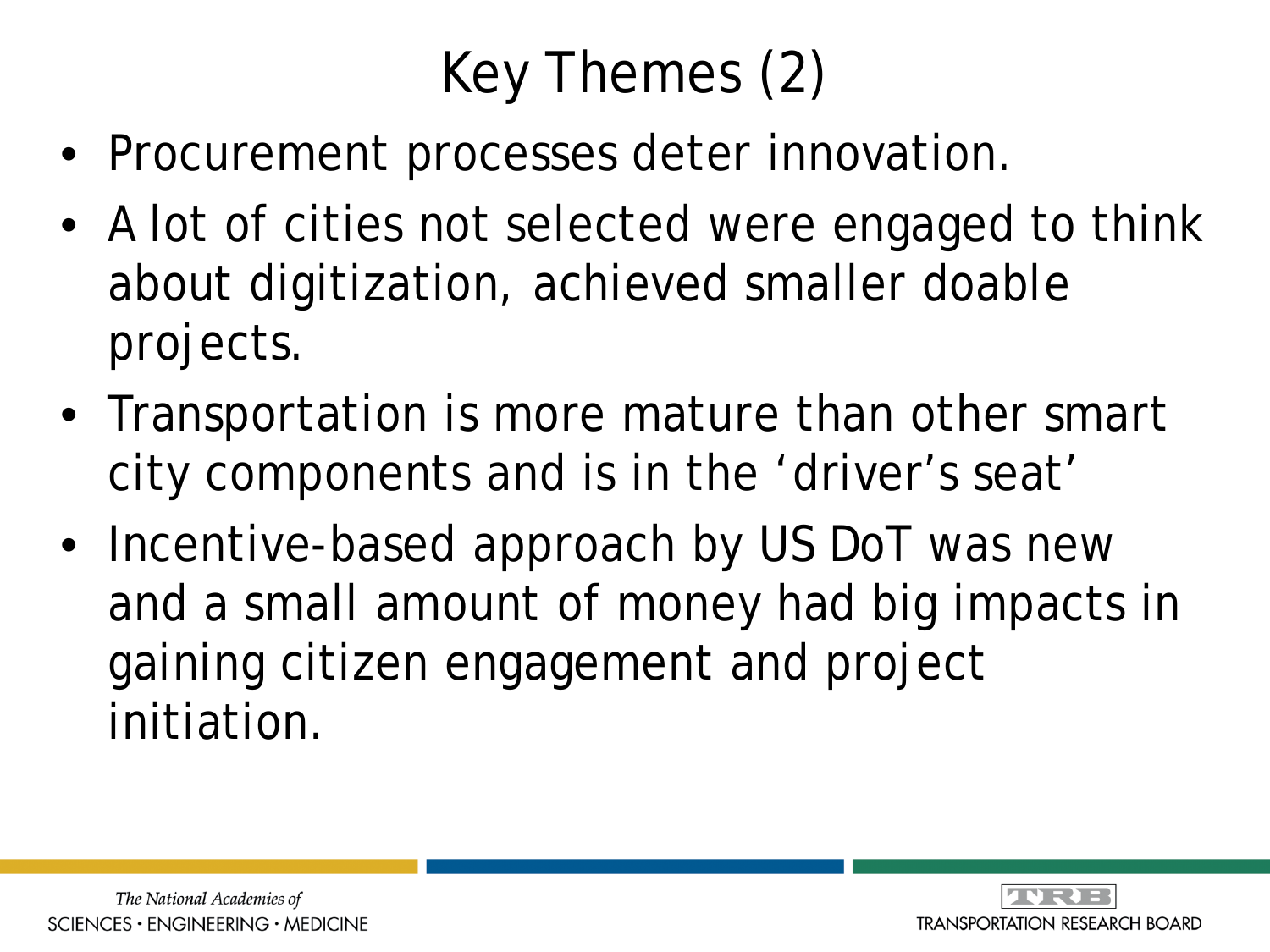# Key Themes (2)

- Procurement processes deter innovation.
- A lot of cities not selected were engaged to think about digitization, achieved smaller doable projects.
- Transportation is more mature than other smart city components and is in the 'driver's seat'
- Incentive-based approach by US DoT was new and a small amount of money had big impacts in gaining citizen engagement and project initiation.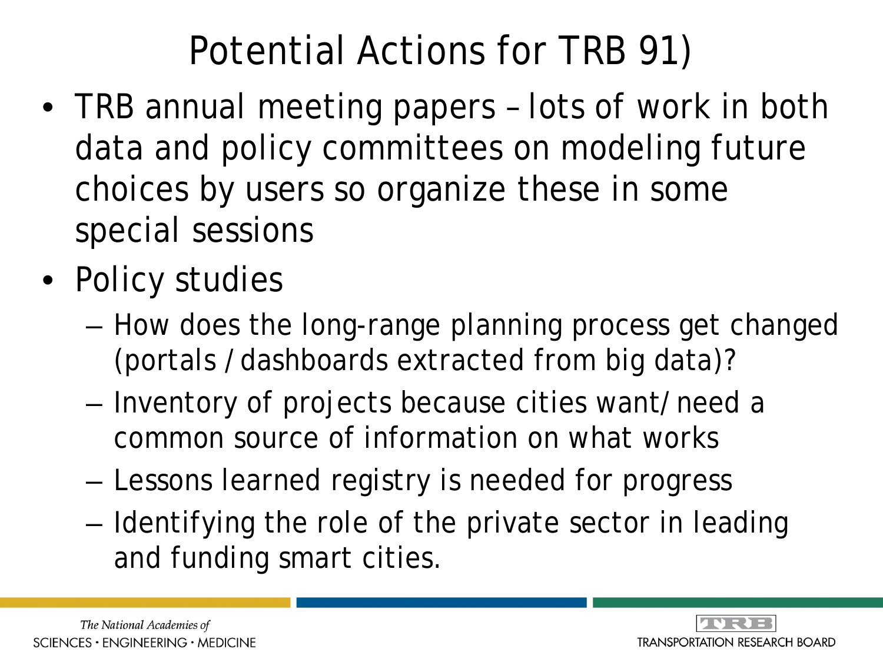# Potential Actions for TRB 91)

- TRB annual meeting papers – lots of work in both data and policy committees on modeling future choices by users so organize these in some special sessions
- Policy studies
  - How does the long-range planning process get changed (portals / dashboards extracted from big data)?
  - Inventory of projects because cities want/ need a common source of information on what works
  - Lessons learned registry is needed for progress
  - Identifying the role of the private sector in leading and funding smart cities.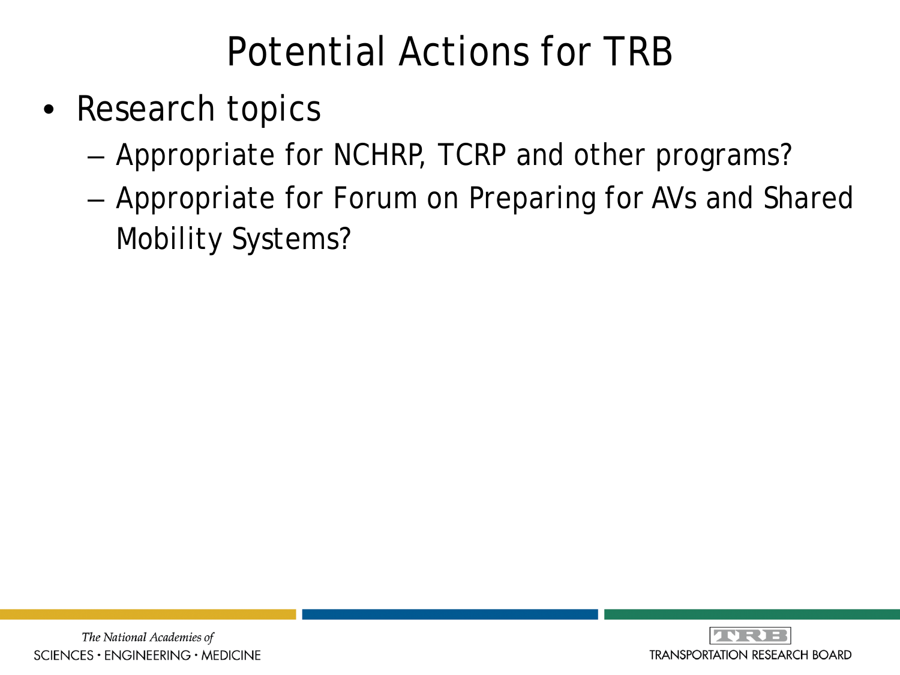# Potential Actions for TRB

- Research topics
  - Appropriate for NCHRP, TCRP and other programs?
  - Appropriate for Forum on Preparing for AVs and Shared Mobility Systems?